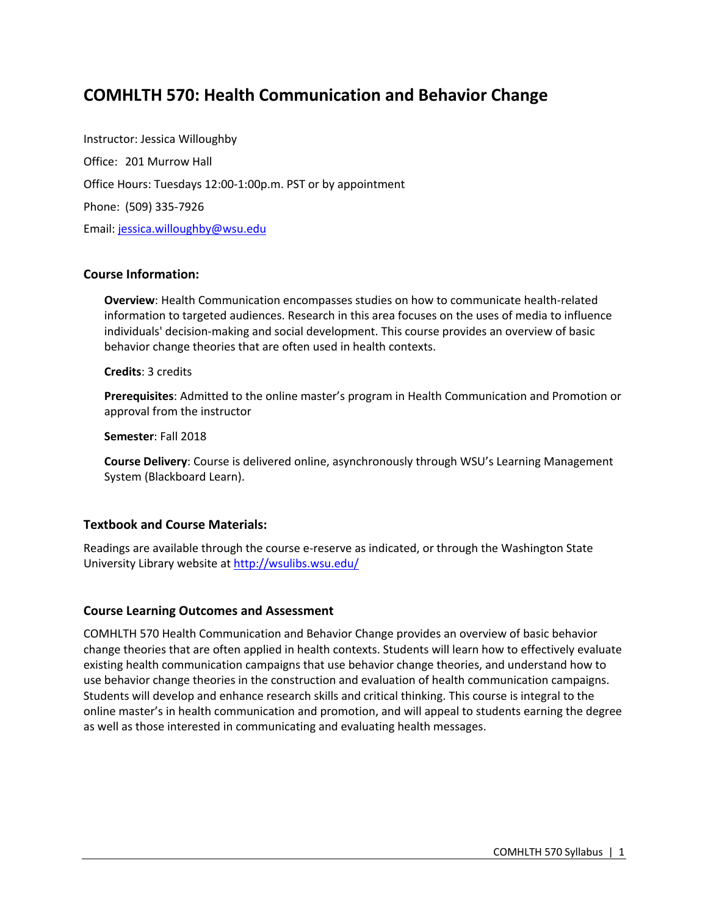# COMHLTH 570: Health Communication and Behavior Change

Instructor: Jessica Willoughby

Office: 201 Murrow Hall

Office Hours: Tuesdays 12:00-1:00p.m. PST or by appointment

Phone: (509) 335-7926

Email: jessica.willoughby@wsu.edu

### Course Information:

**Overview**: Health Communication encompasses studies on how to communicate health-related information to targeted audiences. Research in this area focuses on the uses of media to influence individuals' decision-making and social development. This course provides an overview of basic behavior change theories that are often used in health contexts.

**Credits**: 3 credits

**Prerequisites**: Admitted to the online master's program in Health Communication and Promotion or approval from the instructor

**Semester**: Fall 2018

**Course Delivery**: Course is delivered online, asynchronously through WSU's Learning Management System (Blackboard Learn).

### Textbook and Course Materials:

Readings are available through the course e-reserve as indicated, or through the Washington State University Library website at http://wsulibs.wsu.edu/

### Course Learning Outcomes and Assessment

COMHLTH 570 Health Communication and Behavior Change provides an overview of basic behavior change theories that are often applied in health contexts. Students will learn how to effectively evaluate existing health communication campaigns that use behavior change theories, and understand how to use behavior change theories in the construction and evaluation of health communication campaigns. Students will develop and enhance research skills and critical thinking. This course is integral to the online master's in health communication and promotion, and will appeal to students earning the degree as well as those interested in communicating and evaluating health messages.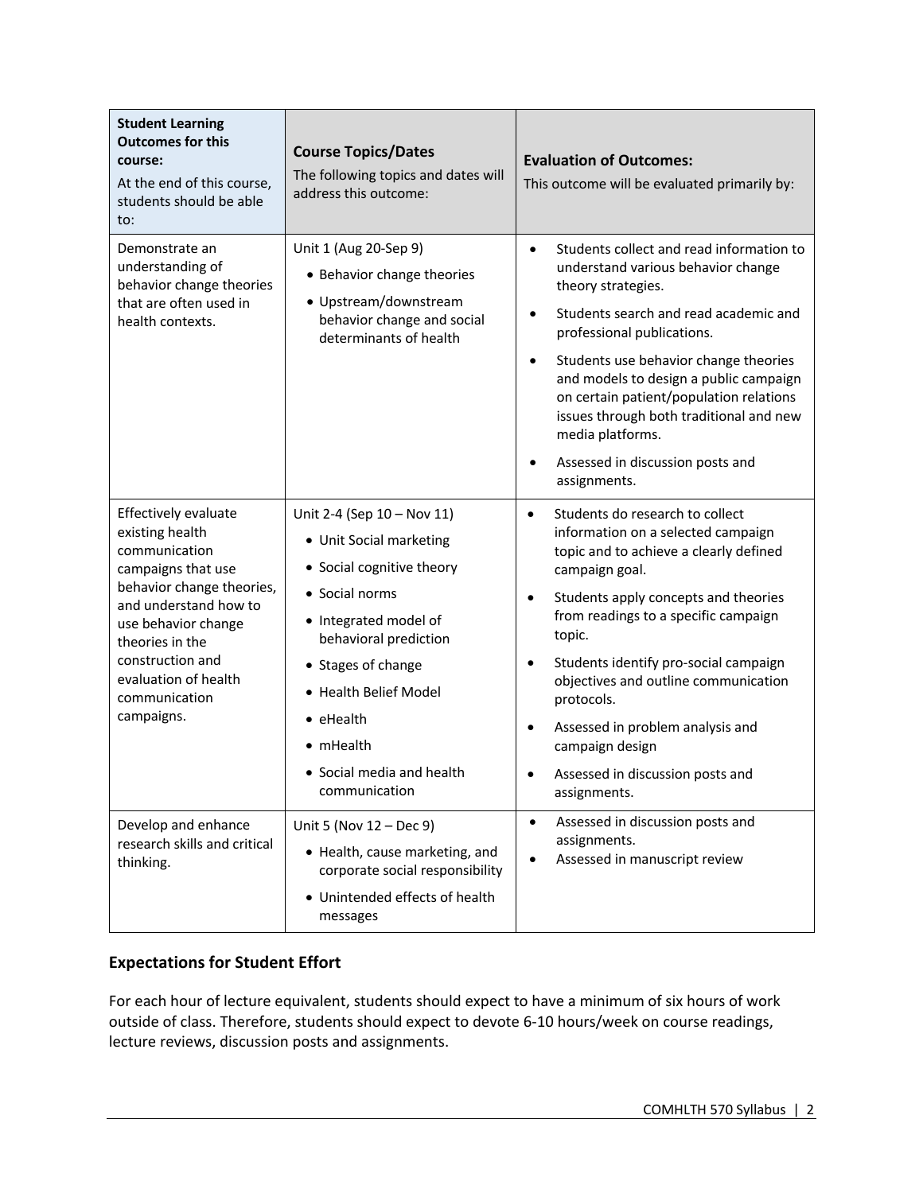| **Student Learning Outcomes for this course:** At the end of this course, students should be able to: | **Course Topics/Dates** The following topics and dates will address this outcome: | **Evaluation of Outcomes:** This outcome will be evaluated primarily by: |
| --- | --- | --- |
| Demonstrate an understanding of behavior change theories that are often used in health contexts. | Unit 1 (Aug 20-Sep 9)<br>• Behavior change theories<br>• Upstream/downstream behavior change and social determinants of health | • Students collect and read information to understand various behavior change theory strategies.<br>• Students search and read academic and professional publications.<br>• Students use behavior change theories and models to design a public campaign on certain patient/population relations issues through both traditional and new media platforms.<br>• Assessed in discussion posts and assignments. |
| Effectively evaluate existing health communication campaigns that use behavior change theories, and understand how to use behavior change theories in the construction and evaluation of health communication campaigns. | Unit 2-4 (Sep 10 – Nov 11)<br>• Unit Social marketing<br>• Social cognitive theory<br>• Social norms<br>• Integrated model of behavioral prediction<br>• Stages of change<br>• Health Belief Model<br>• eHealth<br>• mHealth<br>• Social media and health communication | • Students do research to collect information on a selected campaign topic and to achieve a clearly defined campaign goal.<br>• Students apply concepts and theories from readings to a specific campaign topic.<br>• Students identify pro-social campaign objectives and outline communication protocols.<br>• Assessed in problem analysis and campaign design<br>• Assessed in discussion posts and assignments. |
| Develop and enhance research skills and critical thinking. | Unit 5 (Nov 12 – Dec 9)<br>• Health, cause marketing, and corporate social responsibility<br>• Unintended effects of health messages | • Assessed in discussion posts and assignments.<br>• Assessed in manuscript review |

## Expectations for Student Effort

For each hour of lecture equivalent, students should expect to have a minimum of six hours of work outside of class. Therefore, students should expect to devote 6-10 hours/week on course readings, lecture reviews, discussion posts and assignments.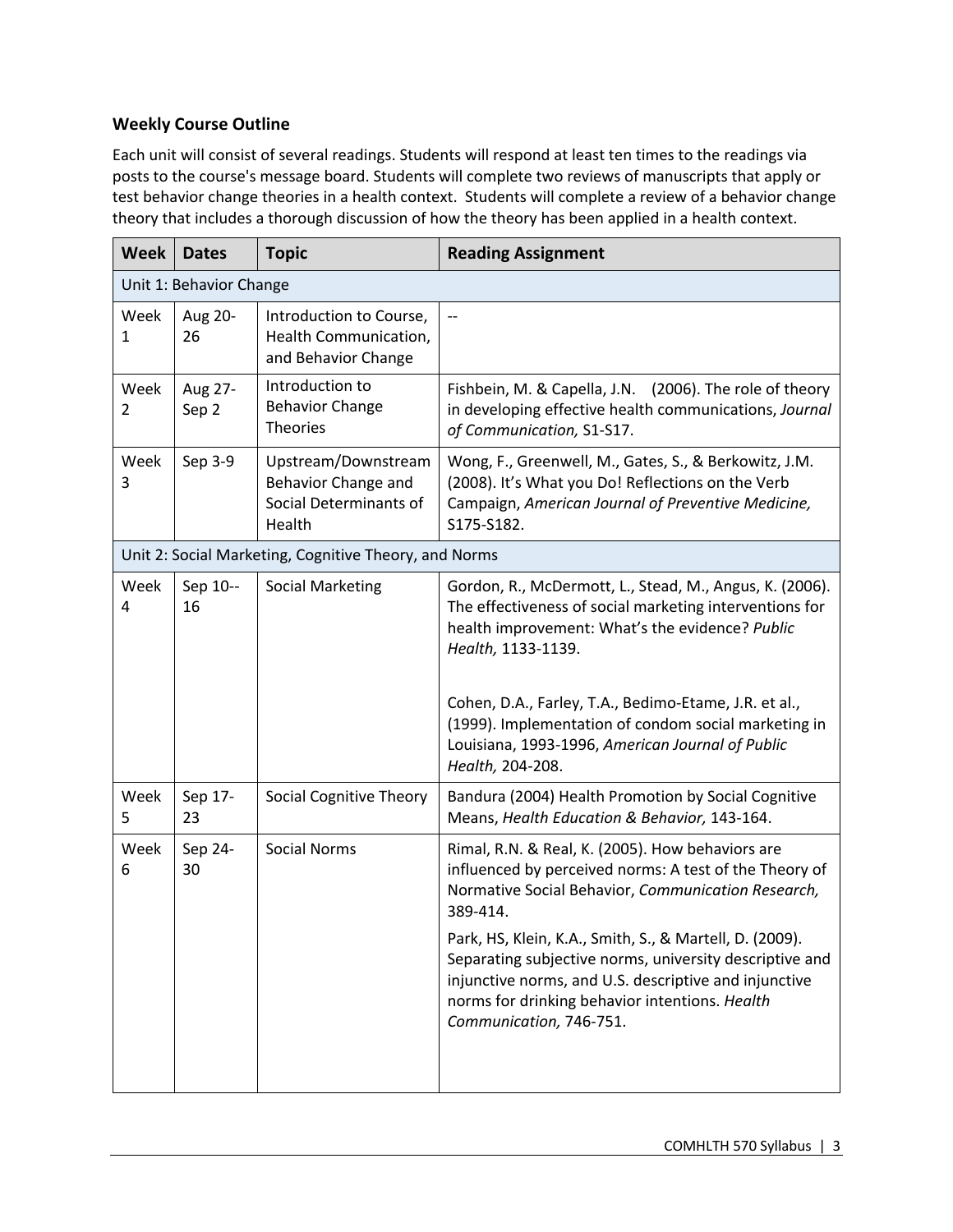### Weekly Course Outline

Each unit will consist of several readings. Students will respond at least ten times to the readings via posts to the course's message board. Students will complete two reviews of manuscripts that apply or test behavior change theories in a health context. Students will complete a review of a behavior change theory that includes a thorough discussion of how the theory has been applied in a health context.

| Week | Dates | Topic | Reading Assignment |
|---|---|---|---|
| Unit 1: Behavior Change | | | |
| Week 1 | Aug 20-26 | Introduction to Course, Health Communication, and Behavior Change | -- |
| Week 2 | Aug 27-Sep 2 | Introduction to Behavior Change Theories | Fishbein, M. & Capella, J.N. (2006). The role of theory in developing effective health communications, *Journal of Communication,* S1-S17. |
| Week 3 | Sep 3-9 | Upstream/Downstream Behavior Change and Social Determinants of Health | Wong, F., Greenwell, M., Gates, S., & Berkowitz, J.M. (2008). It's What you Do! Reflections on the Verb Campaign, *American Journal of Preventive Medicine,* S175-S182. |
| Unit 2: Social Marketing, Cognitive Theory, and Norms | | | |
| Week 4 | Sep 10--16 | Social Marketing | Gordon, R., McDermott, L., Stead, M., Angus, K. (2006). The effectiveness of social marketing interventions for health improvement: What's the evidence? *Public Health,* 1133-1139.<br><br>Cohen, D.A., Farley, T.A., Bedimo-Etame, J.R. et al., (1999). Implementation of condom social marketing in Louisiana, 1993-1996, *American Journal of Public Health,* 204-208. |
| Week 5 | Sep 17-23 | Social Cognitive Theory | Bandura (2004) Health Promotion by Social Cognitive Means, *Health Education & Behavior,* 143-164. |
| Week 6 | Sep 24-30 | Social Norms | Rimal, R.N. & Real, K. (2005). How behaviors are influenced by perceived norms: A test of the Theory of Normative Social Behavior, *Communication Research,* 389-414.<br><br>Park, HS, Klein, K.A., Smith, S., & Martell, D. (2009). Separating subjective norms, university descriptive and injunctive norms, and U.S. descriptive and injunctive norms for drinking behavior intentions. *Health Communication,* 746-751. |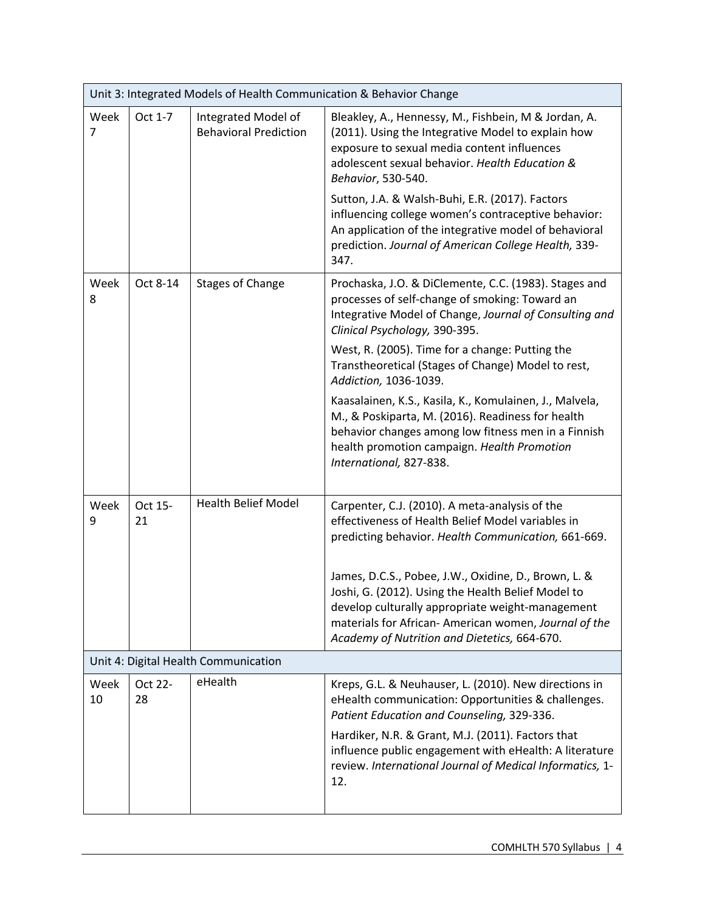| Unit 3: Integrated Models of Health Communication & Behavior Change | | | |
|---|---|---|---|
| Week 7 | Oct 1-7 | Integrated Model of Behavioral Prediction | Bleakley, A., Hennessy, M., Fishbein, M & Jordan, A. (2011). Using the Integrative Model to explain how exposure to sexual media content influences adolescent sexual behavior. *Health Education & Behavior*, 530-540.<br><br>Sutton, J.A. & Walsh-Buhi, E.R. (2017). Factors influencing college women's contraceptive behavior: An application of the integrative model of behavioral prediction. *Journal of American College Health,* 339-347. |
| Week 8 | Oct 8-14 | Stages of Change | Prochaska, J.O. & DiClemente, C.C. (1983). Stages and processes of self-change of smoking: Toward an Integrative Model of Change, *Journal of Consulting and Clinical Psychology,* 390-395.<br><br>West, R. (2005). Time for a change: Putting the Transtheoretical (Stages of Change) Model to rest, *Addiction,* 1036-1039.<br><br>Kaasalainen, K.S., Kasila, K., Komulainen, J., Malvela, M., & Poskiparta, M. (2016). Readiness for health behavior changes among low fitness men in a Finnish health promotion campaign. *Health Promotion International,* 827-838. |
| Week 9 | Oct 15-21 | Health Belief Model | Carpenter, C.J. (2010). A meta-analysis of the effectiveness of Health Belief Model variables in predicting behavior. *Health Communication,* 661-669.<br><br>James, D.C.S., Pobee, J.W., Oxidine, D., Brown, L. & Joshi, G. (2012). Using the Health Belief Model to develop culturally appropriate weight-management materials for African- American women, *Journal of the Academy of Nutrition and Dietetics,* 664-670. |
| Unit 4: Digital Health Communication | | | |
| Week 10 | Oct 22-28 | eHealth | Kreps, G.L. & Neuhauser, L. (2010). New directions in eHealth communication: Opportunities & challenges. *Patient Education and Counseling,* 329-336.<br><br>Hardiker, N.R. & Grant, M.J. (2011). Factors that influence public engagement with eHealth: A literature review. *International Journal of Medical Informatics,* 1-12. |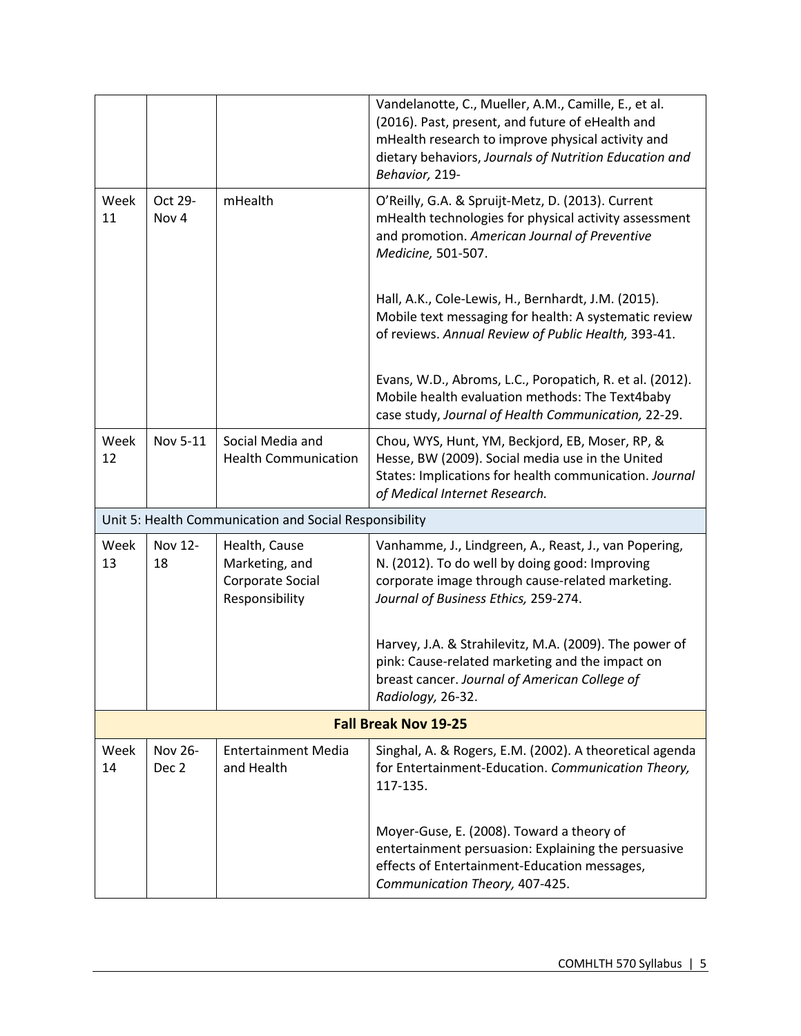| | | | |
|---|---|---|---|
| | | | Vandelanotte, C., Mueller, A.M., Camille, E., et al. (2016). Past, present, and future of eHealth and mHealth research to improve physical activity and dietary behaviors, *Journals of Nutrition Education and Behavior,* 219- |
| Week 11 | Oct 29-Nov 4 | mHealth | O'Reilly, G.A. & Spruijt-Metz, D. (2013). Current mHealth technologies for physical activity assessment and promotion. *American Journal of Preventive Medicine,* 501-507.<br><br>Hall, A.K., Cole-Lewis, H., Bernhardt, J.M. (2015). Mobile text messaging for health: A systematic review of reviews. *Annual Review of Public Health,* 393-41.<br><br>Evans, W.D., Abroms, L.C., Poropatich, R. et al. (2012). Mobile health evaluation methods: The Text4baby case study, *Journal of Health Communication,* 22-29. |
| Week 12 | Nov 5-11 | Social Media and Health Communication | Chou, WYS, Hunt, YM, Beckjord, EB, Moser, RP, & Hesse, BW (2009). Social media use in the United States: Implications for health communication. *Journal of Medical Internet Research.* |
| Unit 5: Health Communication and Social Responsibility | | | |
| Week 13 | Nov 12-18 | Health, Cause Marketing, and Corporate Social Responsibility | Vanhamme, J., Lindgreen, A., Reast, J., van Popering, N. (2012). To do well by doing good: Improving corporate image through cause-related marketing. *Journal of Business Ethics,* 259-274.<br><br>Harvey, J.A. & Strahilevitz, M.A. (2009). The power of pink: Cause-related marketing and the impact on breast cancer. *Journal of American College of Radiology,* 26-32. |
| **Fall Break Nov 19-25** | | | |
| Week 14 | Nov 26-Dec 2 | Entertainment Media and Health | Singhal, A. & Rogers, E.M. (2002). A theoretical agenda for Entertainment-Education. *Communication Theory,* 117-135.<br><br>Moyer-Guse, E. (2008). Toward a theory of entertainment persuasion: Explaining the persuasive effects of Entertainment-Education messages, *Communication Theory,* 407-425. |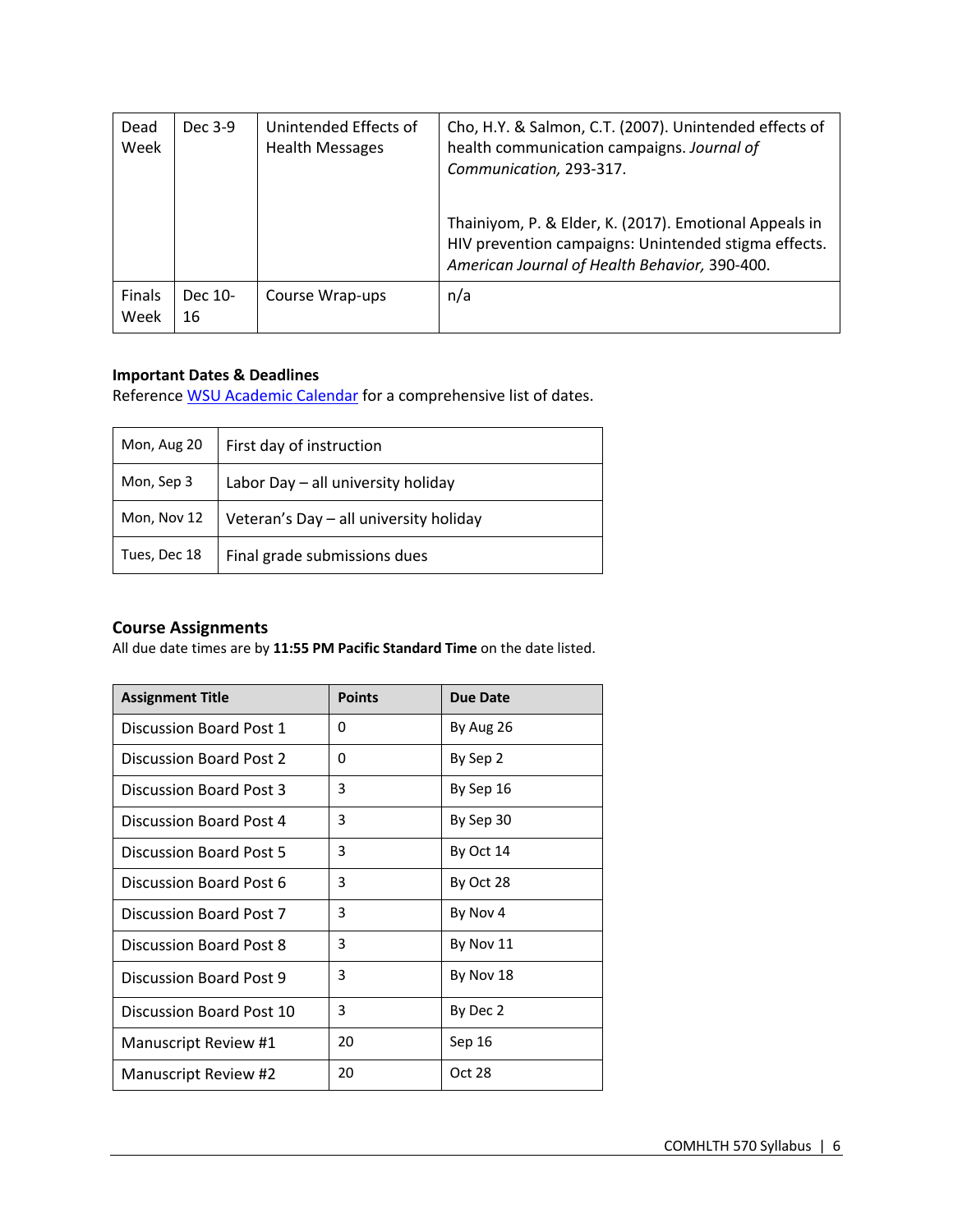| Dead Week | Dec 3-9 | Unintended Effects of Health Messages | Cho, H.Y. & Salmon, C.T. (2007). Unintended effects of health communication campaigns. *Journal of Communication,* 293-317.<br><br>Thainiyom, P. & Elder, K. (2017). Emotional Appeals in HIV prevention campaigns: Unintended stigma effects. *American Journal of Health Behavior,* 390-400. |
|---|---|---|---|
| Finals Week | Dec 10-16 | Course Wrap-ups | n/a |

**Important Dates & Deadlines**
Reference [WSU Academic Calendar]() for a comprehensive list of dates.

| Mon, Aug 20 | First day of instruction |
|---|---|
| Mon, Sep 3 | Labor Day – all university holiday |
| Mon, Nov 12 | Veteran's Day – all university holiday |
| Tues, Dec 18 | Final grade submissions dues |

### Course Assignments

All due date times are by **11:55 PM Pacific Standard Time** on the date listed.

| Assignment Title | Points | Due Date |
|---|---|---|
| Discussion Board Post 1 | 0 | By Aug 26 |
| Discussion Board Post 2 | 0 | By Sep 2 |
| Discussion Board Post 3 | 3 | By Sep 16 |
| Discussion Board Post 4 | 3 | By Sep 30 |
| Discussion Board Post 5 | 3 | By Oct 14 |
| Discussion Board Post 6 | 3 | By Oct 28 |
| Discussion Board Post 7 | 3 | By Nov 4 |
| Discussion Board Post 8 | 3 | By Nov 11 |
| Discussion Board Post 9 | 3 | By Nov 18 |
| Discussion Board Post 10 | 3 | By Dec 2 |
| Manuscript Review #1 | 20 | Sep 16 |
| Manuscript Review #2 | 20 | Oct 28 |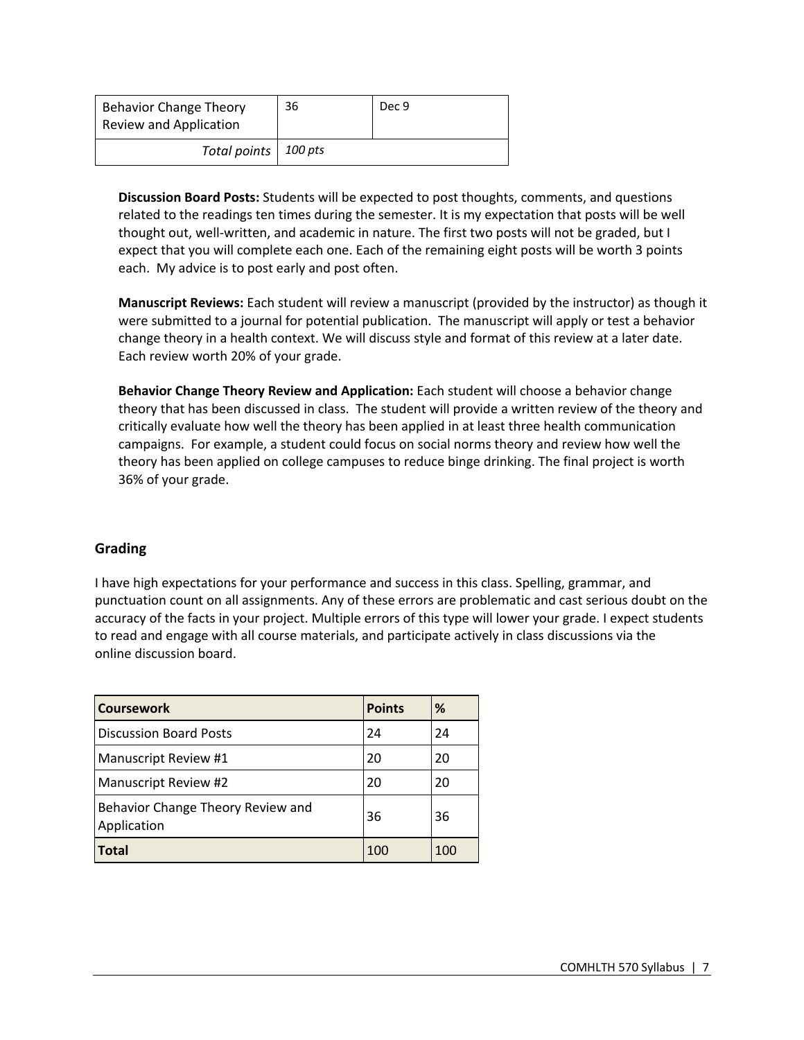| Behavior Change Theory Review and Application | 36 | Dec 9 |
| --- | --- | --- |
| *Total points* | *100 pts* | |

**Discussion Board Posts:** Students will be expected to post thoughts, comments, and questions related to the readings ten times during the semester. It is my expectation that posts will be well thought out, well-written, and academic in nature. The first two posts will not be graded, but I expect that you will complete each one. Each of the remaining eight posts will be worth 3 points each. My advice is to post early and post often.

**Manuscript Reviews:** Each student will review a manuscript (provided by the instructor) as though it were submitted to a journal for potential publication. The manuscript will apply or test a behavior change theory in a health context. We will discuss style and format of this review at a later date. Each review worth 20% of your grade.

**Behavior Change Theory Review and Application:** Each student will choose a behavior change theory that has been discussed in class. The student will provide a written review of the theory and critically evaluate how well the theory has been applied in at least three health communication campaigns. For example, a student could focus on social norms theory and review how well the theory has been applied on college campuses to reduce binge drinking. The final project is worth 36% of your grade.

## Grading

I have high expectations for your performance and success in this class. Spelling, grammar, and punctuation count on all assignments. Any of these errors are problematic and cast serious doubt on the accuracy of the facts in your project. Multiple errors of this type will lower your grade. I expect students to read and engage with all course materials, and participate actively in class discussions via the online discussion board.

| Coursework | Points | % |
| --- | --- | --- |
| Discussion Board Posts | 24 | 24 |
| Manuscript Review #1 | 20 | 20 |
| Manuscript Review #2 | 20 | 20 |
| Behavior Change Theory Review and Application | 36 | 36 |
| **Total** | 100 | 100 |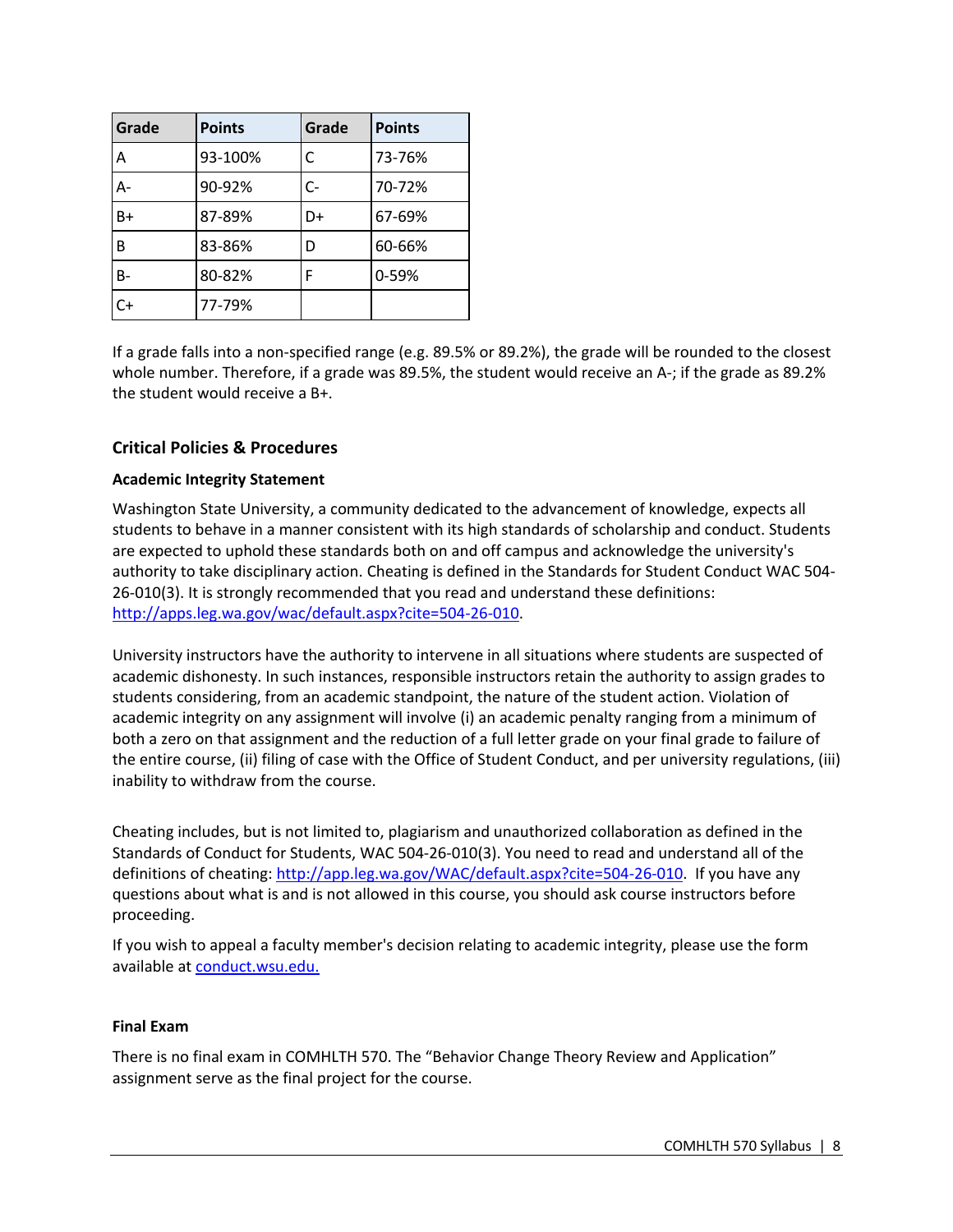| Grade | Points | Grade | Points |
|---|---|---|---|
| A | 93-100% | C | 73-76% |
| A- | 90-92% | C- | 70-72% |
| B+ | 87-89% | D+ | 67-69% |
| B | 83-86% | D | 60-66% |
| B- | 80-82% | F | 0-59% |
| C+ | 77-79% | | |

If a grade falls into a non-specified range (e.g. 89.5% or 89.2%), the grade will be rounded to the closest whole number. Therefore, if a grade was 89.5%, the student would receive an A-; if the grade as 89.2% the student would receive a B+.

## Critical Policies & Procedures

### Academic Integrity Statement

Washington State University, a community dedicated to the advancement of knowledge, expects all students to behave in a manner consistent with its high standards of scholarship and conduct. Students are expected to uphold these standards both on and off campus and acknowledge the university's authority to take disciplinary action. Cheating is defined in the Standards for Student Conduct WAC 504-26-010(3). It is strongly recommended that you read and understand these definitions: http://apps.leg.wa.gov/wac/default.aspx?cite=504-26-010.

University instructors have the authority to intervene in all situations where students are suspected of academic dishonesty. In such instances, responsible instructors retain the authority to assign grades to students considering, from an academic standpoint, the nature of the student action. Violation of academic integrity on any assignment will involve (i) an academic penalty ranging from a minimum of both a zero on that assignment and the reduction of a full letter grade on your final grade to failure of the entire course, (ii) filing of case with the Office of Student Conduct, and per university regulations, (iii) inability to withdraw from the course.

Cheating includes, but is not limited to, plagiarism and unauthorized collaboration as defined in the Standards of Conduct for Students, WAC 504-26-010(3). You need to read and understand all of the definitions of cheating: http://app.leg.wa.gov/WAC/default.aspx?cite=504-26-010. If you have any questions about what is and is not allowed in this course, you should ask course instructors before proceeding.

If you wish to appeal a faculty member's decision relating to academic integrity, please use the form available at conduct.wsu.edu.

### Final Exam

There is no final exam in COMHLTH 570. The "Behavior Change Theory Review and Application" assignment serve as the final project for the course.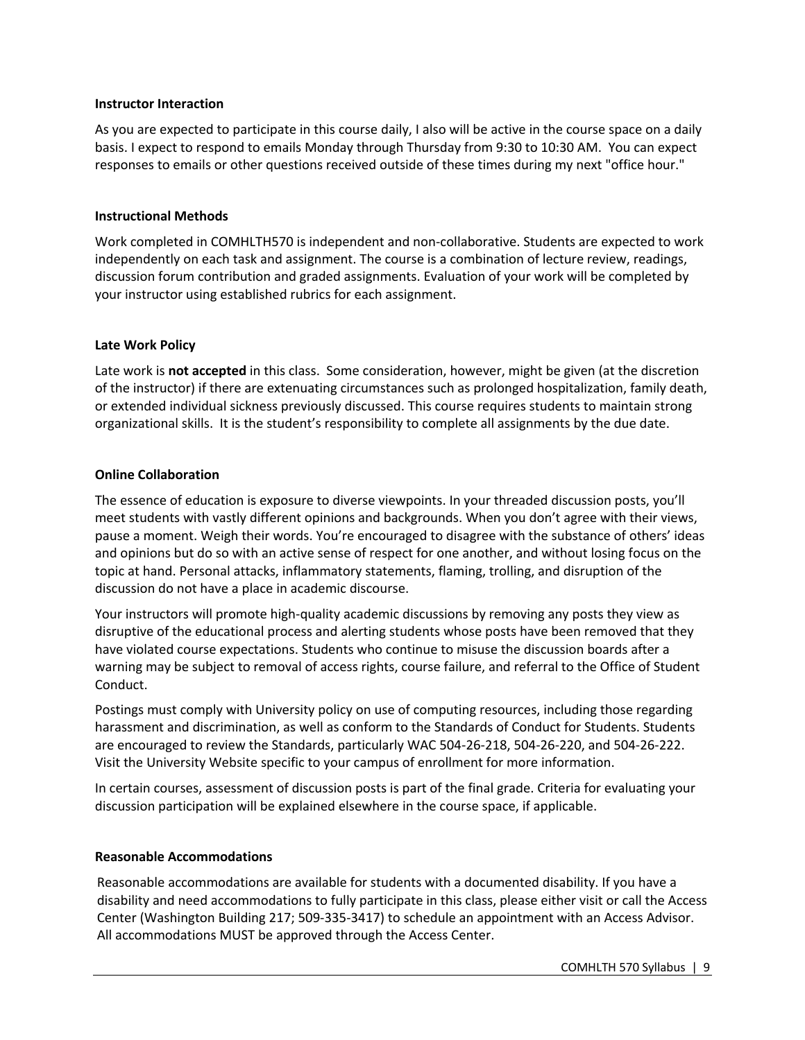### Instructor Interaction

As you are expected to participate in this course daily, I also will be active in the course space on a daily basis. I expect to respond to emails Monday through Thursday from 9:30 to 10:30 AM. You can expect responses to emails or other questions received outside of these times during my next "office hour."

### Instructional Methods

Work completed in COMHLTH570 is independent and non-collaborative. Students are expected to work independently on each task and assignment. The course is a combination of lecture review, readings, discussion forum contribution and graded assignments. Evaluation of your work will be completed by your instructor using established rubrics for each assignment.

### Late Work Policy

Late work is **not accepted** in this class. Some consideration, however, might be given (at the discretion of the instructor) if there are extenuating circumstances such as prolonged hospitalization, family death, or extended individual sickness previously discussed. This course requires students to maintain strong organizational skills. It is the student's responsibility to complete all assignments by the due date.

### Online Collaboration

The essence of education is exposure to diverse viewpoints. In your threaded discussion posts, you'll meet students with vastly different opinions and backgrounds. When you don't agree with their views, pause a moment. Weigh their words. You're encouraged to disagree with the substance of others' ideas and opinions but do so with an active sense of respect for one another, and without losing focus on the topic at hand. Personal attacks, inflammatory statements, flaming, trolling, and disruption of the discussion do not have a place in academic discourse.

Your instructors will promote high-quality academic discussions by removing any posts they view as disruptive of the educational process and alerting students whose posts have been removed that they have violated course expectations. Students who continue to misuse the discussion boards after a warning may be subject to removal of access rights, course failure, and referral to the Office of Student Conduct.

Postings must comply with University policy on use of computing resources, including those regarding harassment and discrimination, as well as conform to the Standards of Conduct for Students. Students are encouraged to review the Standards, particularly WAC 504-26-218, 504-26-220, and 504-26-222. Visit the University Website specific to your campus of enrollment for more information.

In certain courses, assessment of discussion posts is part of the final grade. Criteria for evaluating your discussion participation will be explained elsewhere in the course space, if applicable.

### Reasonable Accommodations

Reasonable accommodations are available for students with a documented disability. If you have a disability and need accommodations to fully participate in this class, please either visit or call the Access Center (Washington Building 217; 509-335-3417) to schedule an appointment with an Access Advisor. All accommodations MUST be approved through the Access Center.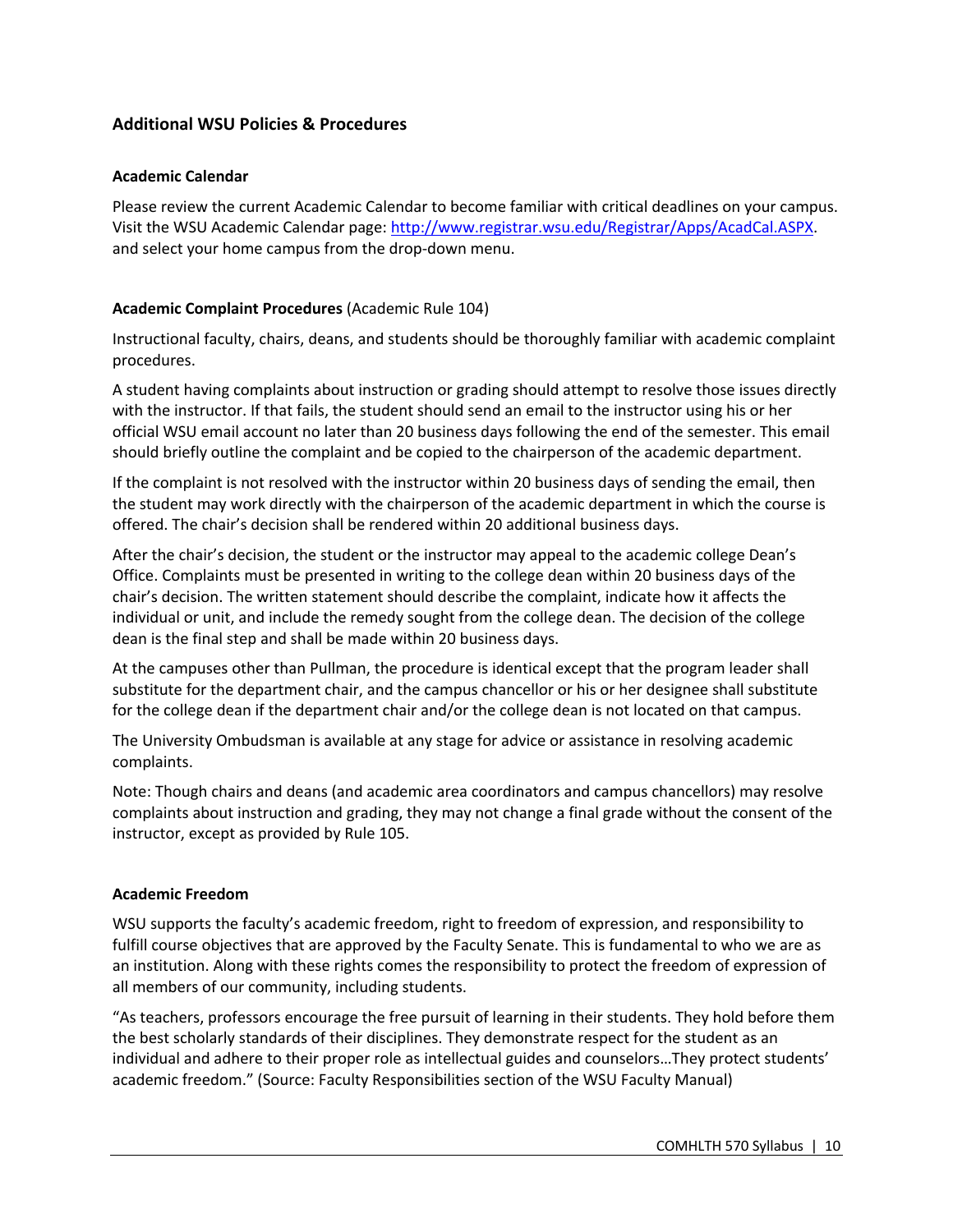## Additional WSU Policies & Procedures

### Academic Calendar

Please review the current Academic Calendar to become familiar with critical deadlines on your campus. Visit the WSU Academic Calendar page: [http://www.registrar.wsu.edu/Registrar/Apps/AcadCal.ASPX](http://www.registrar.wsu.edu/Registrar/Apps/AcadCal.ASPX). and select your home campus from the drop-down menu.

### Academic Complaint Procedures (Academic Rule 104)

Instructional faculty, chairs, deans, and students should be thoroughly familiar with academic complaint procedures.

A student having complaints about instruction or grading should attempt to resolve those issues directly with the instructor. If that fails, the student should send an email to the instructor using his or her official WSU email account no later than 20 business days following the end of the semester. This email should briefly outline the complaint and be copied to the chairperson of the academic department.

If the complaint is not resolved with the instructor within 20 business days of sending the email, then the student may work directly with the chairperson of the academic department in which the course is offered. The chair's decision shall be rendered within 20 additional business days.

After the chair's decision, the student or the instructor may appeal to the academic college Dean's Office. Complaints must be presented in writing to the college dean within 20 business days of the chair's decision. The written statement should describe the complaint, indicate how it affects the individual or unit, and include the remedy sought from the college dean. The decision of the college dean is the final step and shall be made within 20 business days.

At the campuses other than Pullman, the procedure is identical except that the program leader shall substitute for the department chair, and the campus chancellor or his or her designee shall substitute for the college dean if the department chair and/or the college dean is not located on that campus.

The University Ombudsman is available at any stage for advice or assistance in resolving academic complaints.

Note: Though chairs and deans (and academic area coordinators and campus chancellors) may resolve complaints about instruction and grading, they may not change a final grade without the consent of the instructor, except as provided by Rule 105.

### Academic Freedom

WSU supports the faculty's academic freedom, right to freedom of expression, and responsibility to fulfill course objectives that are approved by the Faculty Senate. This is fundamental to who we are as an institution. Along with these rights comes the responsibility to protect the freedom of expression of all members of our community, including students.

"As teachers, professors encourage the free pursuit of learning in their students. They hold before them the best scholarly standards of their disciplines. They demonstrate respect for the student as an individual and adhere to their proper role as intellectual guides and counselors…They protect students' academic freedom." (Source: Faculty Responsibilities section of the WSU Faculty Manual)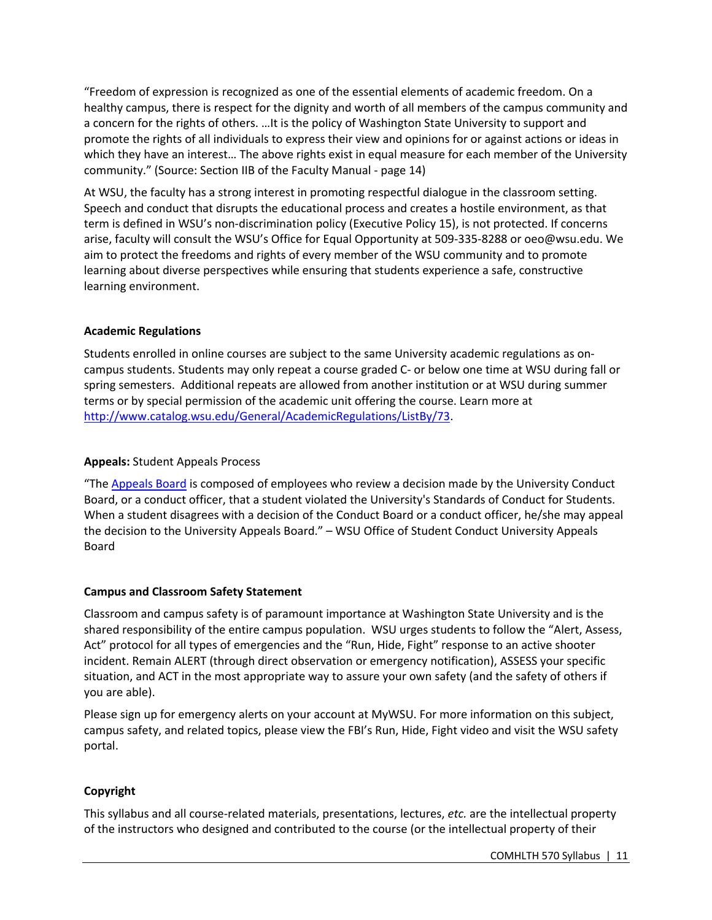"Freedom of expression is recognized as one of the essential elements of academic freedom. On a healthy campus, there is respect for the dignity and worth of all members of the campus community and a concern for the rights of others. …It is the policy of Washington State University to support and promote the rights of all individuals to express their view and opinions for or against actions or ideas in which they have an interest… The above rights exist in equal measure for each member of the University community." (Source: Section IIB of the Faculty Manual - page 14)

At WSU, the faculty has a strong interest in promoting respectful dialogue in the classroom setting. Speech and conduct that disrupts the educational process and creates a hostile environment, as that term is defined in WSU's non-discrimination policy (Executive Policy 15), is not protected. If concerns arise, faculty will consult the WSU's Office for Equal Opportunity at 509-335-8288 or oeo@wsu.edu. We aim to protect the freedoms and rights of every member of the WSU community and to promote learning about diverse perspectives while ensuring that students experience a safe, constructive learning environment.

**Academic Regulations**

Students enrolled in online courses are subject to the same University academic regulations as on-campus students. Students may only repeat a course graded C- or below one time at WSU during fall or spring semesters. Additional repeats are allowed from another institution or at WSU during summer terms or by special permission of the academic unit offering the course. Learn more at [http://www.catalog.wsu.edu/General/AcademicRegulations/ListBy/73](http://www.catalog.wsu.edu/General/AcademicRegulations/ListBy/73).

**Appeals:** Student Appeals Process

"The [Appeals Board]() is composed of employees who review a decision made by the University Conduct Board, or a conduct officer, that a student violated the University's Standards of Conduct for Students. When a student disagrees with a decision of the Conduct Board or a conduct officer, he/she may appeal the decision to the University Appeals Board." – WSU Office of Student Conduct University Appeals Board

**Campus and Classroom Safety Statement**

Classroom and campus safety is of paramount importance at Washington State University and is the shared responsibility of the entire campus population. WSU urges students to follow the "Alert, Assess, Act" protocol for all types of emergencies and the "Run, Hide, Fight" response to an active shooter incident. Remain ALERT (through direct observation or emergency notification), ASSESS your specific situation, and ACT in the most appropriate way to assure your own safety (and the safety of others if you are able).

Please sign up for emergency alerts on your account at MyWSU. For more information on this subject, campus safety, and related topics, please view the FBI's Run, Hide, Fight video and visit the WSU safety portal.

**Copyright**

This syllabus and all course-related materials, presentations, lectures, *etc.* are the intellectual property of the instructors who designed and contributed to the course (or the intellectual property of their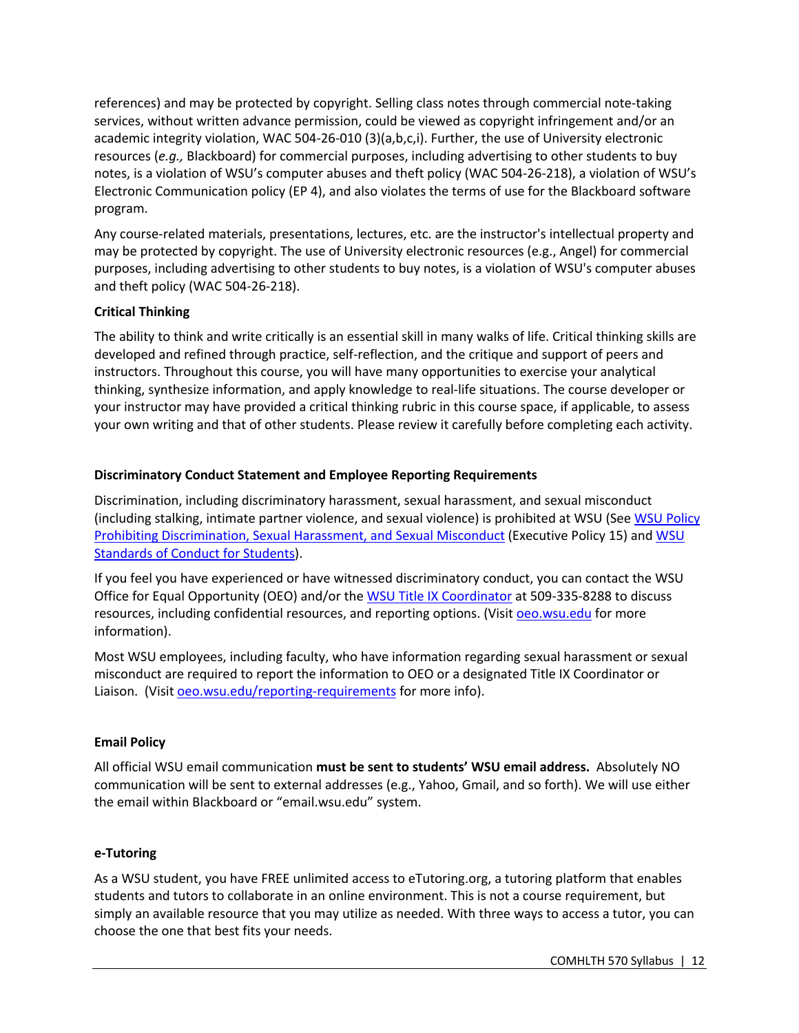references) and may be protected by copyright. Selling class notes through commercial note-taking services, without written advance permission, could be viewed as copyright infringement and/or an academic integrity violation, WAC 504-26-010 (3)(a,b,c,i). Further, the use of University electronic resources (*e.g.,* Blackboard) for commercial purposes, including advertising to other students to buy notes, is a violation of WSU's computer abuses and theft policy (WAC 504-26-218), a violation of WSU's Electronic Communication policy (EP 4), and also violates the terms of use for the Blackboard software program.

Any course-related materials, presentations, lectures, etc. are the instructor's intellectual property and may be protected by copyright. The use of University electronic resources (e.g., Angel) for commercial purposes, including advertising to other students to buy notes, is a violation of WSU's computer abuses and theft policy (WAC 504-26-218).

**Critical Thinking**

The ability to think and write critically is an essential skill in many walks of life. Critical thinking skills are developed and refined through practice, self-reflection, and the critique and support of peers and instructors. Throughout this course, you will have many opportunities to exercise your analytical thinking, synthesize information, and apply knowledge to real-life situations. The course developer or your instructor may have provided a critical thinking rubric in this course space, if applicable, to assess your own writing and that of other students. Please review it carefully before completing each activity.

**Discriminatory Conduct Statement and Employee Reporting Requirements**

Discrimination, including discriminatory harassment, sexual harassment, and sexual misconduct (including stalking, intimate partner violence, and sexual violence) is prohibited at WSU (See WSU Policy Prohibiting Discrimination, Sexual Harassment, and Sexual Misconduct (Executive Policy 15) and WSU Standards of Conduct for Students).

If you feel you have experienced or have witnessed discriminatory conduct, you can contact the WSU Office for Equal Opportunity (OEO) and/or the WSU Title IX Coordinator at 509-335-8288 to discuss resources, including confidential resources, and reporting options. (Visit oeo.wsu.edu for more information).

Most WSU employees, including faculty, who have information regarding sexual harassment or sexual misconduct are required to report the information to OEO or a designated Title IX Coordinator or Liaison. (Visit oeo.wsu.edu/reporting-requirements for more info).

**Email Policy**

All official WSU email communication **must be sent to students' WSU email address.** Absolutely NO communication will be sent to external addresses (e.g., Yahoo, Gmail, and so forth). We will use either the email within Blackboard or "email.wsu.edu" system.

**e-Tutoring**

As a WSU student, you have FREE unlimited access to eTutoring.org, a tutoring platform that enables students and tutors to collaborate in an online environment. This is not a course requirement, but simply an available resource that you may utilize as needed. With three ways to access a tutor, you can choose the one that best fits your needs.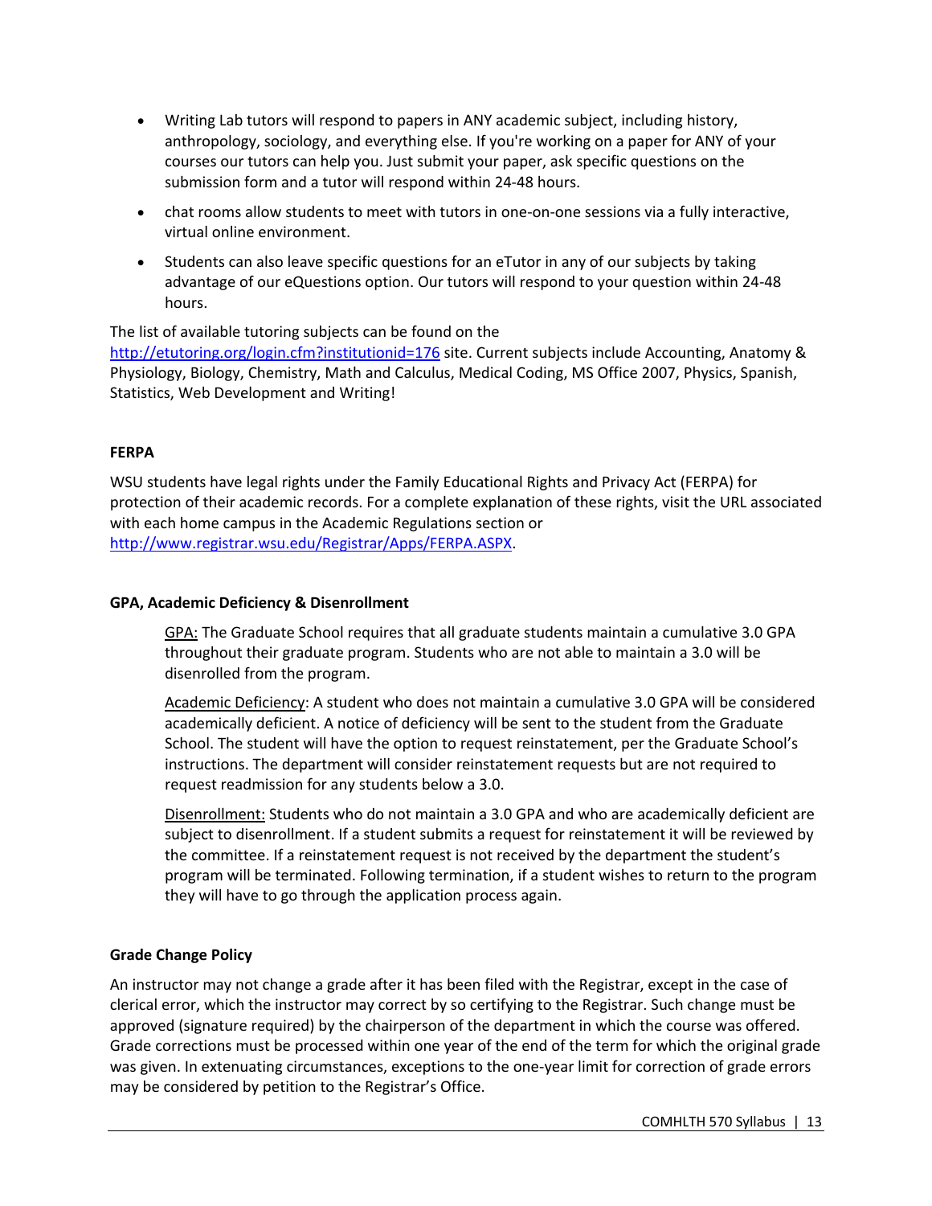- Writing Lab tutors will respond to papers in ANY academic subject, including history, anthropology, sociology, and everything else. If you're working on a paper for ANY of your courses our tutors can help you. Just submit your paper, ask specific questions on the submission form and a tutor will respond within 24-48 hours.
- chat rooms allow students to meet with tutors in one-on-one sessions via a fully interactive, virtual online environment.
- Students can also leave specific questions for an eTutor in any of our subjects by taking advantage of our eQuestions option. Our tutors will respond to your question within 24-48 hours.

The list of available tutoring subjects can be found on the http://etutoring.org/login.cfm?institutionid=176 site. Current subjects include Accounting, Anatomy & Physiology, Biology, Chemistry, Math and Calculus, Medical Coding, MS Office 2007, Physics, Spanish, Statistics, Web Development and Writing!

**FERPA**

WSU students have legal rights under the Family Educational Rights and Privacy Act (FERPA) for protection of their academic records. For a complete explanation of these rights, visit the URL associated with each home campus in the Academic Regulations section or http://www.registrar.wsu.edu/Registrar/Apps/FERPA.ASPX.

**GPA, Academic Deficiency & Disenrollment**

GPA: The Graduate School requires that all graduate students maintain a cumulative 3.0 GPA throughout their graduate program. Students who are not able to maintain a 3.0 will be disenrolled from the program.

Academic Deficiency: A student who does not maintain a cumulative 3.0 GPA will be considered academically deficient. A notice of deficiency will be sent to the student from the Graduate School. The student will have the option to request reinstatement, per the Graduate School's instructions. The department will consider reinstatement requests but are not required to request readmission for any students below a 3.0.

Disenrollment: Students who do not maintain a 3.0 GPA and who are academically deficient are subject to disenrollment. If a student submits a request for reinstatement it will be reviewed by the committee. If a reinstatement request is not received by the department the student's program will be terminated. Following termination, if a student wishes to return to the program they will have to go through the application process again.

**Grade Change Policy**

An instructor may not change a grade after it has been filed with the Registrar, except in the case of clerical error, which the instructor may correct by so certifying to the Registrar. Such change must be approved (signature required) by the chairperson of the department in which the course was offered. Grade corrections must be processed within one year of the end of the term for which the original grade was given. In extenuating circumstances, exceptions to the one-year limit for correction of grade errors may be considered by petition to the Registrar's Office.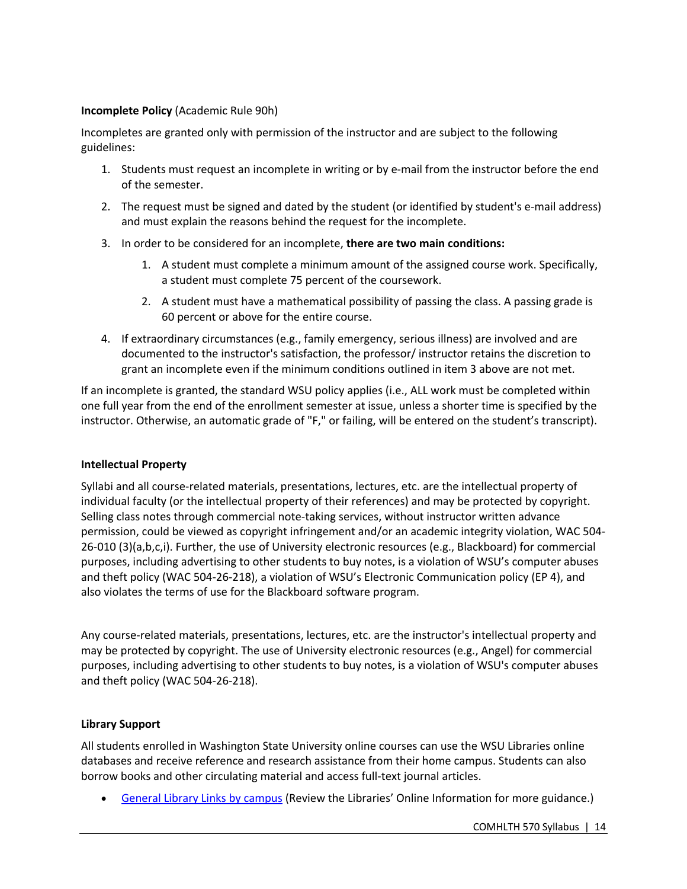**Incomplete Policy** (Academic Rule 90h)

Incompletes are granted only with permission of the instructor and are subject to the following guidelines:

1. Students must request an incomplete in writing or by e-mail from the instructor before the end of the semester.
2. The request must be signed and dated by the student (or identified by student's e-mail address) and must explain the reasons behind the request for the incomplete.
3. In order to be considered for an incomplete, **there are two main conditions:**
    1. A student must complete a minimum amount of the assigned course work. Specifically, a student must complete 75 percent of the coursework.
    2. A student must have a mathematical possibility of passing the class. A passing grade is 60 percent or above for the entire course.
4. If extraordinary circumstances (e.g., family emergency, serious illness) are involved and are documented to the instructor's satisfaction, the professor/ instructor retains the discretion to grant an incomplete even if the minimum conditions outlined in item 3 above are not met.

If an incomplete is granted, the standard WSU policy applies (i.e., ALL work must be completed within one full year from the end of the enrollment semester at issue, unless a shorter time is specified by the instructor. Otherwise, an automatic grade of "F," or failing, will be entered on the student's transcript).

**Intellectual Property**

Syllabi and all course-related materials, presentations, lectures, etc. are the intellectual property of individual faculty (or the intellectual property of their references) and may be protected by copyright. Selling class notes through commercial note-taking services, without instructor written advance permission, could be viewed as copyright infringement and/or an academic integrity violation, WAC 504-26-010 (3)(a,b,c,i). Further, the use of University electronic resources (e.g., Blackboard) for commercial purposes, including advertising to other students to buy notes, is a violation of WSU's computer abuses and theft policy (WAC 504-26-218), a violation of WSU's Electronic Communication policy (EP 4), and also violates the terms of use for the Blackboard software program.

Any course-related materials, presentations, lectures, etc. are the instructor's intellectual property and may be protected by copyright. The use of University electronic resources (e.g., Angel) for commercial purposes, including advertising to other students to buy notes, is a violation of WSU's computer abuses and theft policy (WAC 504-26-218).

**Library Support**

All students enrolled in Washington State University online courses can use the WSU Libraries online databases and receive reference and research assistance from their home campus. Students can also borrow books and other circulating material and access full-text journal articles.

- General Library Links by campus (Review the Libraries' Online Information for more guidance.)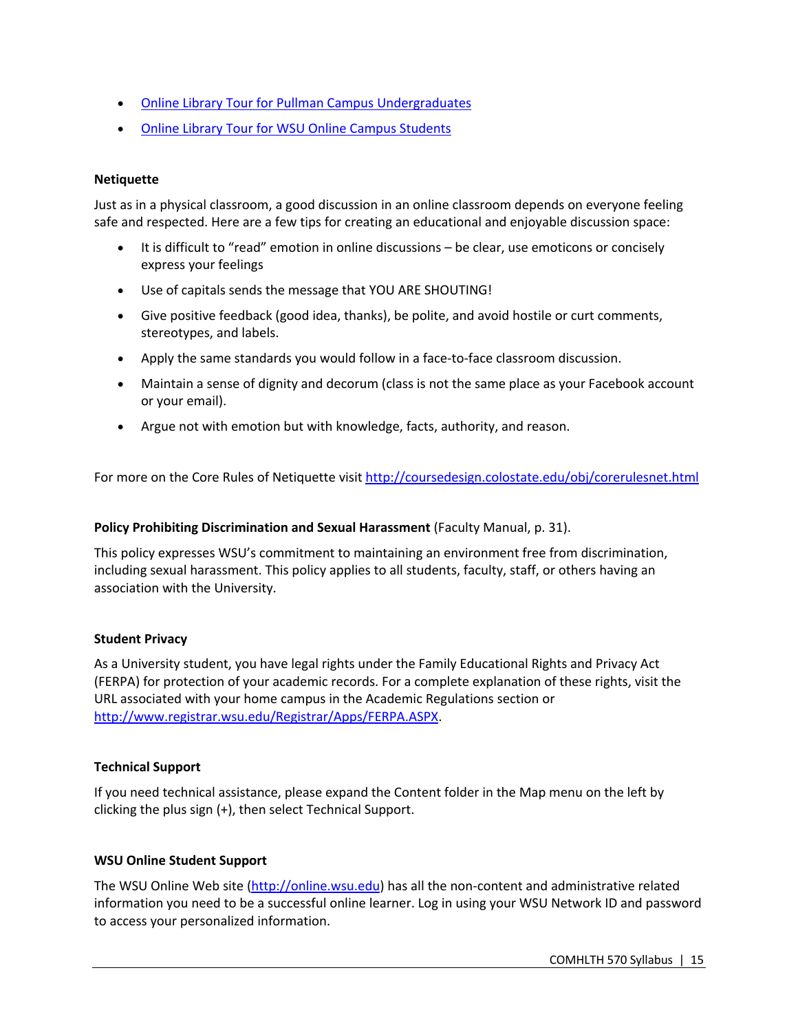- [Online Library Tour for Pullman Campus Undergraduates]()
- [Online Library Tour for WSU Online Campus Students]()

**Netiquette**

Just as in a physical classroom, a good discussion in an online classroom depends on everyone feeling safe and respected. Here are a few tips for creating an educational and enjoyable discussion space:

- It is difficult to "read" emotion in online discussions – be clear, use emoticons or concisely express your feelings
- Use of capitals sends the message that YOU ARE SHOUTING!
- Give positive feedback (good idea, thanks), be polite, and avoid hostile or curt comments, stereotypes, and labels.
- Apply the same standards you would follow in a face-to-face classroom discussion.
- Maintain a sense of dignity and decorum (class is not the same place as your Facebook account or your email).
- Argue not with emotion but with knowledge, facts, authority, and reason.

For more on the Core Rules of Netiquette visit http://coursedesign.colostate.edu/obj/corerulesnet.html

**Policy Prohibiting Discrimination and Sexual Harassment** (Faculty Manual, p. 31).

This policy expresses WSU's commitment to maintaining an environment free from discrimination, including sexual harassment. This policy applies to all students, faculty, staff, or others having an association with the University.

**Student Privacy**

As a University student, you have legal rights under the Family Educational Rights and Privacy Act (FERPA) for protection of your academic records. For a complete explanation of these rights, visit the URL associated with your home campus in the Academic Regulations section or http://www.registrar.wsu.edu/Registrar/Apps/FERPA.ASPX.

**Technical Support**

If you need technical assistance, please expand the Content folder in the Map menu on the left by clicking the plus sign (+), then select Technical Support.

**WSU Online Student Support**

The WSU Online Web site (http://online.wsu.edu) has all the non-content and administrative related information you need to be a successful online learner. Log in using your WSU Network ID and password to access your personalized information.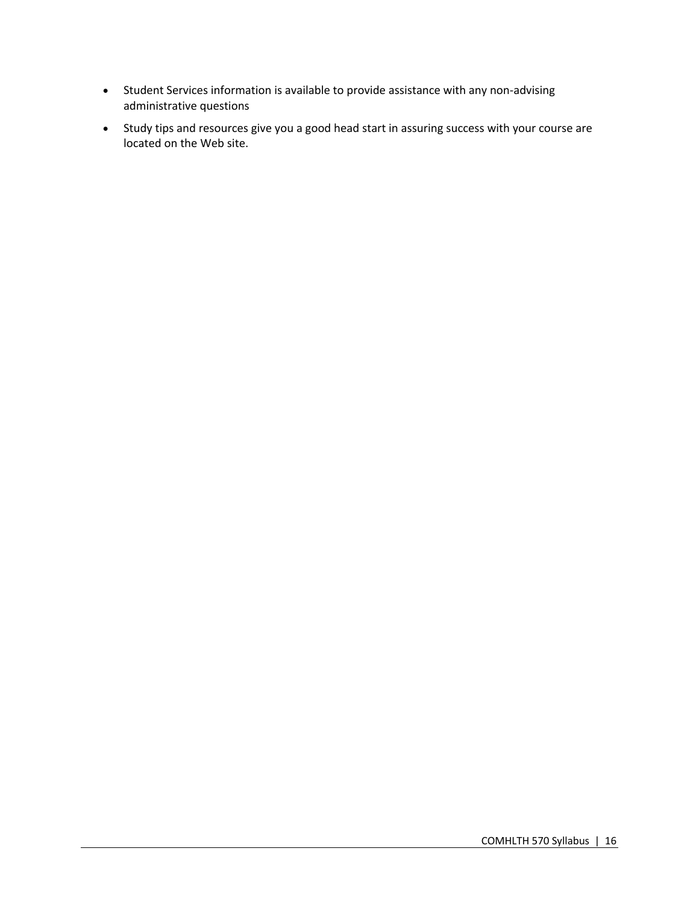- Student Services information is available to provide assistance with any non-advising administrative questions
- Study tips and resources give you a good head start in assuring success with your course are located on the Web site.